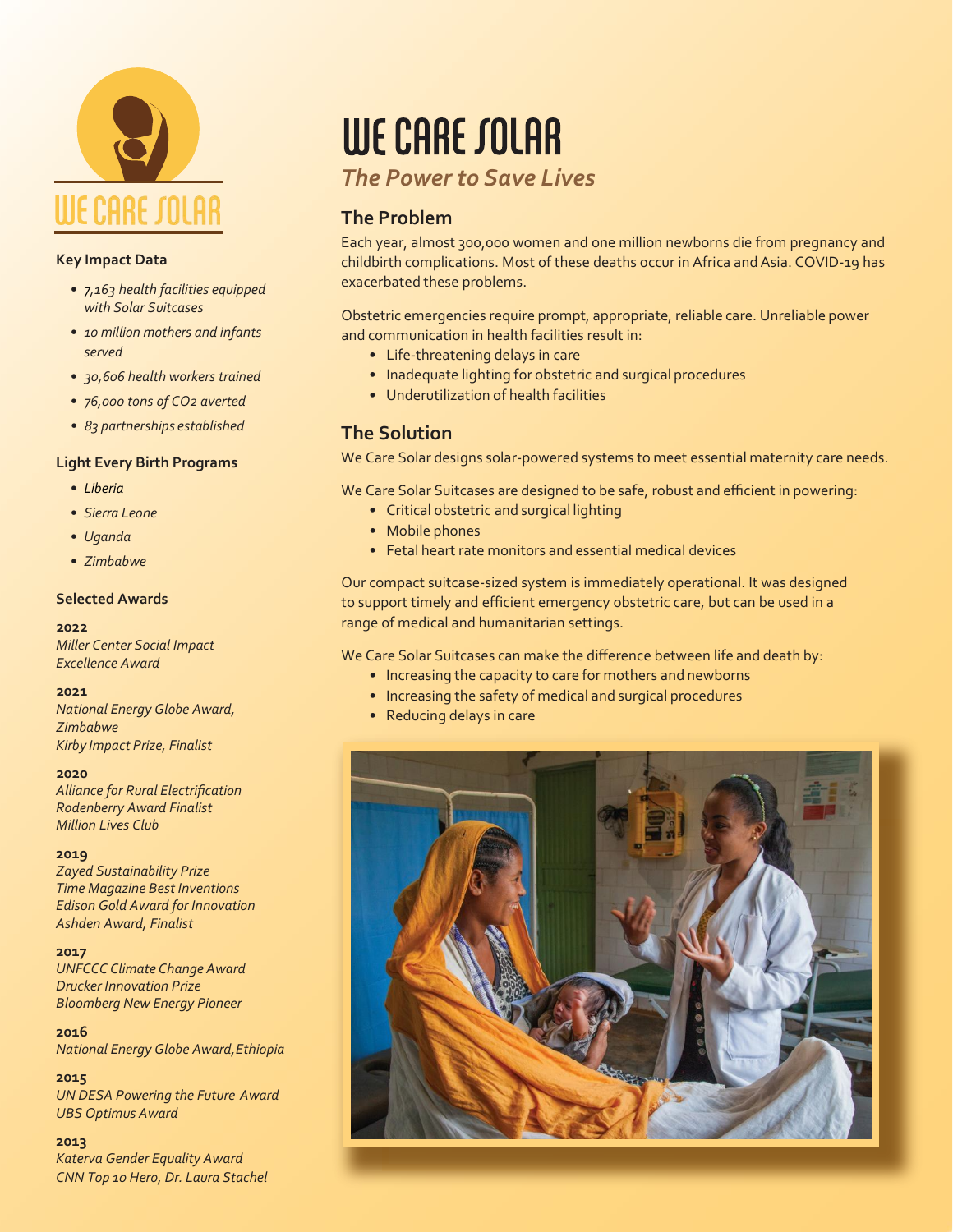# WE CARE SOLAR

## *The Power to Save Lives*

### The Problem

Each year, almost 300,000 women and one million newborns die from pregnancy and childbirth complications. Most of these deaths occur in Africa and Asia. COVID-19 has exacerbated these problems.

Obstetric emergencies require prompt, appropriate, reliable care. Unreliable power and communication in health facilities result in:

- Life-threatening delays in care
- Inadequate lighting for obstetric and surgical procedures
- Underutilization of health facilities

### The Solution

We Care Solar designs solar-powered systems to meet essential maternity care needs.

We Care Solar Suitcases are designed to be safe, robust and efficient in powering:

- Critical obstetric and surgical lighting
- Mobile phones
- Fetal heart rate monitors and essential medical devices

Our compact suitcase-sized system is immediately operational. It was designed to support timely and efficient emergency obstetric care, but can be used in a range of medical and humanitarian settings.

We Care Solar Suitcases can make the difference between life and death by:

- Increasing the capacity to care for mothers and newborns
- Increasing the safety of medical and surgical procedures
- Reducing delays in care

#### Key Impact Data

- *7,163 health facilities equipped with Solar Suitcases*
- *10 million mothers and infants served*
- *30,606 health workers trained*
- *76,000 tons of $CO_2$ averted*
- *83 partnerships established*

#### Light Every Birth Programs

- *Liberia*
- *Sierra Leone*
- *Uganda*
- *Zimbabwe*

#### Selected Awards

**2022**
*Miller Center Social Impact Excellence Award*

**2021**
*National Energy Globe Award, Zimbabwe*
*Kirby Impact Prize, Finalist*

**2020**
*Alliance for Rural Electrification*
*Rodenberry Award Finalist*
*Million Lives Club*

**2019**
*Zayed Sustainability Prize*
*Time Magazine Best Inventions*
*Edison Gold Award for Innovation*
*Ashden Award, Finalist*

**2017**
*UNFCCC Climate Change Award*
*Drucker Innovation Prize*
*Bloomberg New Energy Pioneer*

**2016**
*National Energy Globe Award, Ethiopia*

**2015**
*UN DESA Powering the Future Award*
*UBS Optimus Award*

**2013**
*Katerva Gender Equality Award*
*CNN Top 10 Hero, Dr. Laura Stachel*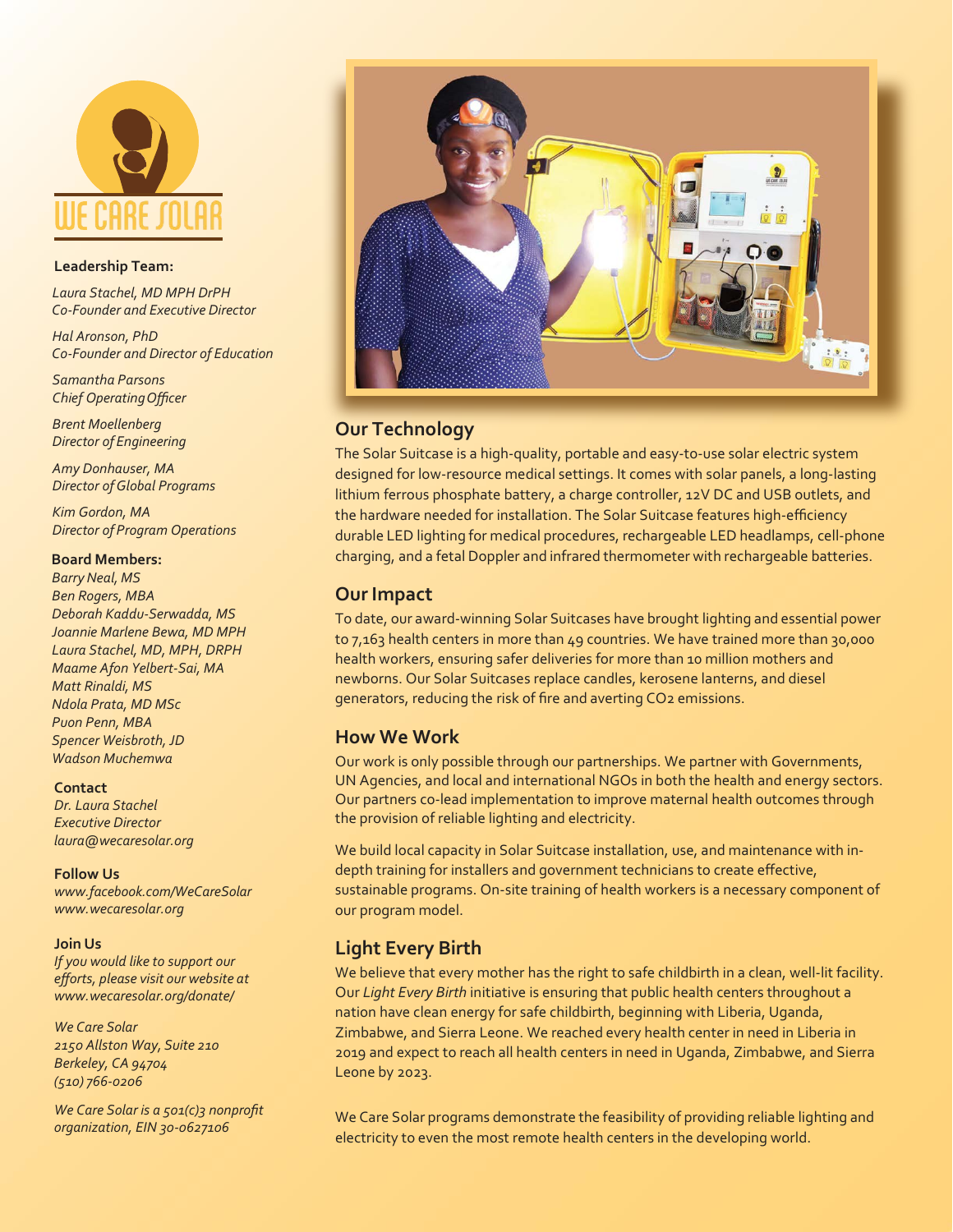WE CARE SOLAR

**Leadership Team:**

*Laura Stachel, MD MPH DrPH*
*Co-Founder and Executive Director*

*Hal Aronson, PhD*
*Co-Founder and Director of Education*

*Samantha Parsons*
*Chief Operating Officer*

*Brent Moellenberg*
*Director of Engineering*

*Amy Donhauser, MA*
*Director of Global Programs*

*Kim Gordon, MA*
*Director of Program Operations*

**Board Members:**

*Barry Neal, MS*
*Ben Rogers, MBA*
*Deborah Kaddu-Serwadda, MS*
*Joannie Marlene Bewa, MD MPH*
*Laura Stachel, MD, MPH, DRPH*
*Maame Afon Yelbert-Sai, MA*
*Matt Rinaldi, MS*
*Ndola Prata, MD MSc*
*Puon Penn, MBA*
*Spencer Weisbroth, JD*
*Wadson Muchemwa*

**Contact**

*Dr. Laura Stachel*
*Executive Director*
*laura@wecaresolar.org*

**Follow Us**

*www.facebook.com/WeCareSolar*
*www.wecaresolar.org*

**Join Us**

*If you would like to support our efforts, please visit our website at www.wecaresolar.org/donate/*

*We Care Solar*
*2150 Allston Way, Suite 210*
*Berkeley, CA 94704*
*(510) 766-0206*

*We Care Solar is a 501(c)3 nonprofit organization, EIN 30-0627106*

## Our Technology

The Solar Suitcase is a high-quality, portable and easy-to-use solar electric system designed for low-resource medical settings. It comes with solar panels, a long-lasting lithium ferrous phosphate battery, a charge controller, 12V DC and USB outlets, and the hardware needed for installation. The Solar Suitcase features high-efficiency durable LED lighting for medical procedures, rechargeable LED headlamps, cell-phone charging, and a fetal Doppler and infrared thermometer with rechargeable batteries.

## Our Impact

To date, our award-winning Solar Suitcases have brought lighting and essential power to 7,163 health centers in more than 49 countries. We have trained more than 30,000 health workers, ensuring safer deliveries for more than 10 million mothers and newborns. Our Solar Suitcases replace candles, kerosene lanterns, and diesel generators, reducing the risk of fire and averting $CO_2$ emissions.

## How We Work

Our work is only possible through our partnerships. We partner with Governments, UN Agencies, and local and international NGOs in both the health and energy sectors. Our partners co-lead implementation to improve maternal health outcomes through the provision of reliable lighting and electricity.

We build local capacity in Solar Suitcase installation, use, and maintenance with in-depth training for installers and government technicians to create effective, sustainable programs. On-site training of health workers is a necessary component of our program model.

## Light Every Birth

We believe that every mother has the right to safe childbirth in a clean, well-lit facility. Our *Light Every Birth* initiative is ensuring that public health centers throughout a nation have clean energy for safe childbirth, beginning with Liberia, Uganda, Zimbabwe, and Sierra Leone. We reached every health center in need in Liberia in 2019 and expect to reach all health centers in need in Uganda, Zimbabwe, and Sierra Leone by 2023.

We Care Solar programs demonstrate the feasibility of providing reliable lighting and electricity to even the most remote health centers in the developing world.